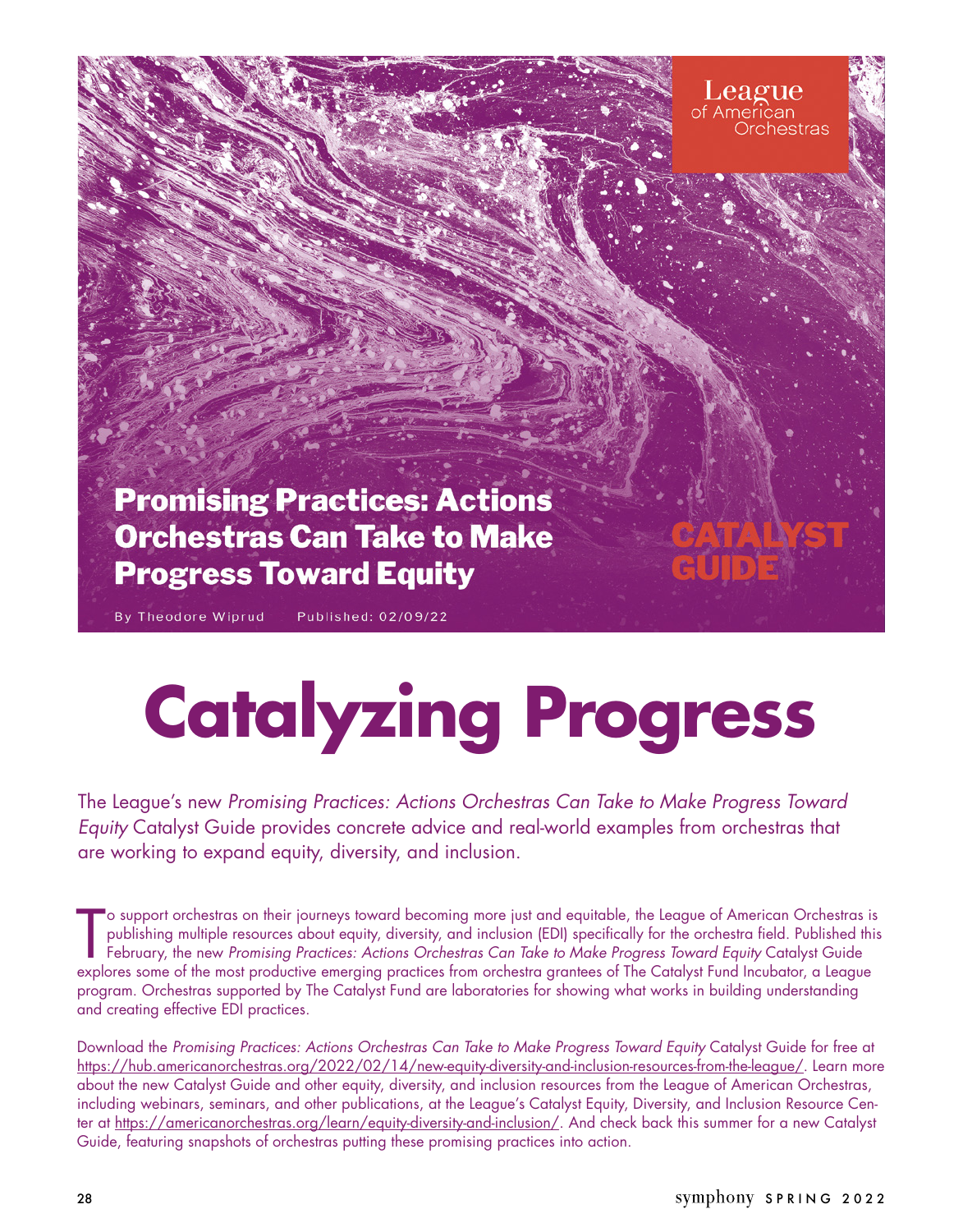League of American Orchestras

**Promising Practices: Actions Orchestras Can Take to Make Progress Toward Equity**

CATALYST GUIDE

By Theodore Wiprud Published: 02/09/22

# Catalyzing Progress

The League's new *Promising Practices: Actions Orchestras Can Take to Make Progress Toward Equity* Catalyst Guide provides concrete advice and real-world examples from orchestras that are working to expand equity, diversity, and inclusion.

To support orchestras on their journeys toward becoming more just and equitable, the League of American Orchestras is publishing multiple resources about equity, diversity, and inclusion (EDI) specifically for the orchestra field. Published this February, the new *Promising Practices: Actions Orchestras Can Take to Make Progress Toward Equity* Catalyst Guide explores some of the most productive emerging practices from orchestra grantees of The Catalyst Fund Incubator, a League program. Orchestras supported by The Catalyst Fund are laboratories for showing what works in building understanding and creating effective EDI practices.

Download the *Promising Practices: Actions Orchestras Can Take to Make Progress Toward Equity* Catalyst Guide for free at https://hub.americanorchestras.org/2022/02/14/new-equity-diversity-and-inclusion-resources-from-the-league/. Learn more about the new Catalyst Guide and other equity, diversity, and inclusion resources from the League of American Orchestras, including webinars, seminars, and other publications, at the League's Catalyst Equity, Diversity, and Inclusion Resource Center at https://americanorchestras.org/learn/equity-diversity-and-inclusion/. And check back this summer for a new Catalyst Guide, featuring snapshots of orchestras putting these promising practices into action.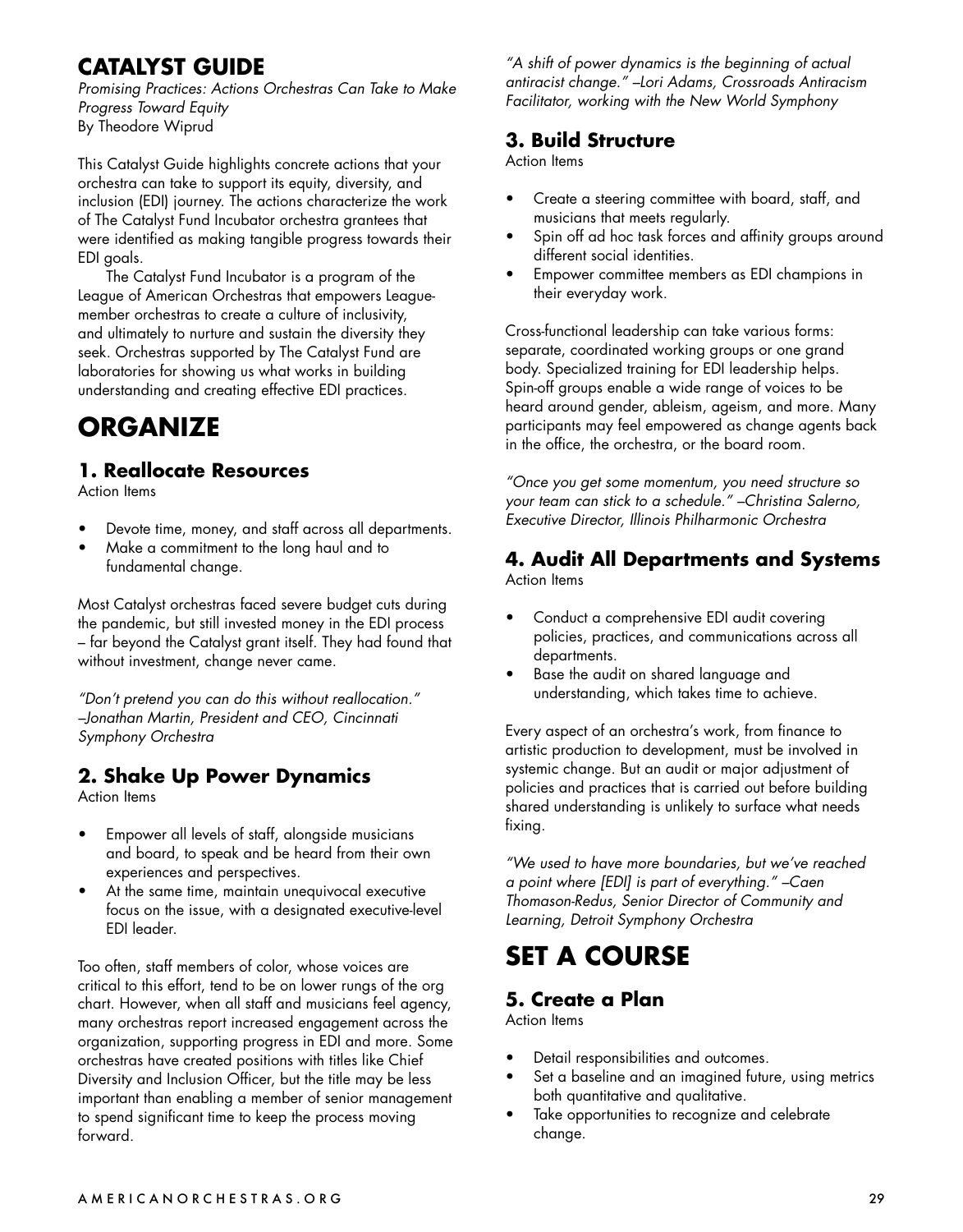## CATALYST GUIDE

*Promising Practices: Actions Orchestras Can Take to Make Progress Toward Equity*
By Theodore Wiprud

This Catalyst Guide highlights concrete actions that your orchestra can take to support its equity, diversity, and inclusion (EDI) journey. The actions characterize the work of The Catalyst Fund Incubator orchestra grantees that were identified as making tangible progress towards their EDI goals.

The Catalyst Fund Incubator is a program of the League of American Orchestras that empowers League-member orchestras to create a culture of inclusivity, and ultimately to nurture and sustain the diversity they seek. Orchestras supported by The Catalyst Fund are laboratories for showing us what works in building understanding and creating effective EDI practices.

# ORGANIZE

### 1. Reallocate Resources

Action Items

- Devote time, money, and staff across all departments.
- Make a commitment to the long haul and to fundamental change.

Most Catalyst orchestras faced severe budget cuts during the pandemic, but still invested money in the EDI process – far beyond the Catalyst grant itself. They had found that without investment, change never came.

*"Don't pretend you can do this without reallocation." –Jonathan Martin, President and CEO, Cincinnati Symphony Orchestra*

### 2. Shake Up Power Dynamics

Action Items

- Empower all levels of staff, alongside musicians and board, to speak and be heard from their own experiences and perspectives.
- At the same time, maintain unequivocal executive focus on the issue, with a designated executive-level EDI leader.

Too often, staff members of color, whose voices are critical to this effort, tend to be on lower rungs of the org chart. However, when all staff and musicians feel agency, many orchestras report increased engagement across the organization, supporting progress in EDI and more. Some orchestras have created positions with titles like Chief Diversity and Inclusion Officer, but the title may be less important than enabling a member of senior management to spend significant time to keep the process moving forward.

*"A shift of power dynamics is the beginning of actual antiracist change." –Lori Adams, Crossroads Antiracism Facilitator, working with the New World Symphony*

### 3. Build Structure

Action Items

- Create a steering committee with board, staff, and musicians that meets regularly.
- Spin off ad hoc task forces and affinity groups around different social identities.
- Empower committee members as EDI champions in their everyday work.

Cross-functional leadership can take various forms: separate, coordinated working groups or one grand body. Specialized training for EDI leadership helps. Spin-off groups enable a wide range of voices to be heard around gender, ableism, ageism, and more. Many participants may feel empowered as change agents back in the office, the orchestra, or the board room.

*"Once you get some momentum, you need structure so your team can stick to a schedule." –Christina Salerno, Executive Director, Illinois Philharmonic Orchestra*

### 4. Audit All Departments and Systems

Action Items

- Conduct a comprehensive EDI audit covering policies, practices, and communications across all departments.
- Base the audit on shared language and understanding, which takes time to achieve.

Every aspect of an orchestra's work, from finance to artistic production to development, must be involved in systemic change. But an audit or major adjustment of policies and practices that is carried out before building shared understanding is unlikely to surface what needs fixing.

*"We used to have more boundaries, but we've reached a point where [EDI] is part of everything." –Caen Thomason-Redus, Senior Director of Community and Learning, Detroit Symphony Orchestra*

# SET A COURSE

### 5. Create a Plan

Action Items

- Detail responsibilities and outcomes.
- Set a baseline and an imagined future, using metrics both quantitative and qualitative.
- Take opportunities to recognize and celebrate change.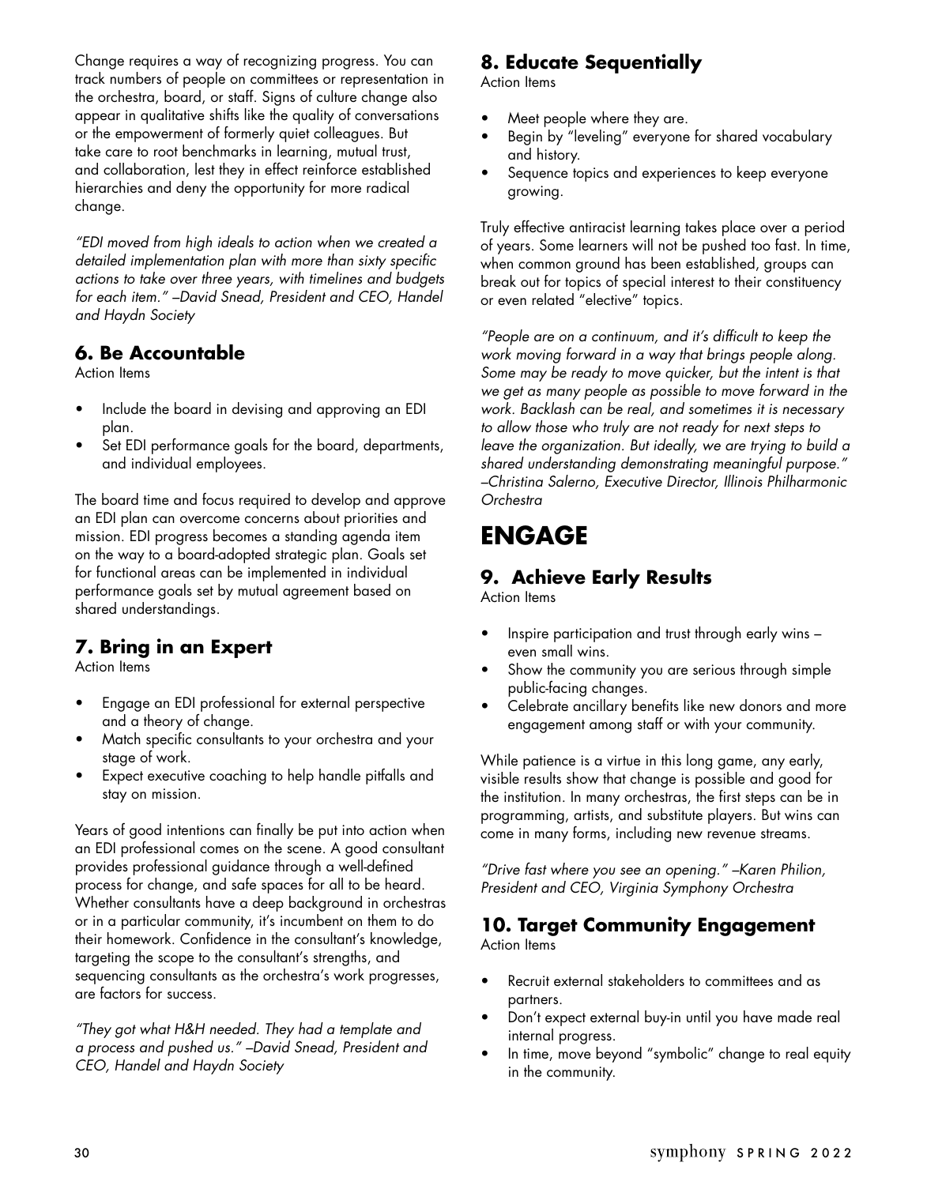Change requires a way of recognizing progress. You can track numbers of people on committees or representation in the orchestra, board, or staff. Signs of culture change also appear in qualitative shifts like the quality of conversations or the empowerment of formerly quiet colleagues. But take care to root benchmarks in learning, mutual trust, and collaboration, lest they in effect reinforce established hierarchies and deny the opportunity for more radical change.

*"EDI moved from high ideals to action when we created a detailed implementation plan with more than sixty specific actions to take over three years, with timelines and budgets for each item." –David Snead, President and CEO, Handel and Haydn Society*

### 6. Be Accountable

Action Items

- Include the board in devising and approving an EDI plan.
- Set EDI performance goals for the board, departments, and individual employees.

The board time and focus required to develop and approve an EDI plan can overcome concerns about priorities and mission. EDI progress becomes a standing agenda item on the way to a board-adopted strategic plan. Goals set for functional areas can be implemented in individual performance goals set by mutual agreement based on shared understandings.

### 7. Bring in an Expert

Action Items

- Engage an EDI professional for external perspective and a theory of change.
- Match specific consultants to your orchestra and your stage of work.
- Expect executive coaching to help handle pitfalls and stay on mission.

Years of good intentions can finally be put into action when an EDI professional comes on the scene. A good consultant provides professional guidance through a well-defined process for change, and safe spaces for all to be heard. Whether consultants have a deep background in orchestras or in a particular community, it's incumbent on them to do their homework. Confidence in the consultant's knowledge, targeting the scope to the consultant's strengths, and sequencing consultants as the orchestra's work progresses, are factors for success.

*"They got what H&H needed. They had a template and a process and pushed us." –David Snead, President and CEO, Handel and Haydn Society*

### 8. Educate Sequentially

Action Items

- Meet people where they are.
- Begin by "leveling" everyone for shared vocabulary and history.
- Sequence topics and experiences to keep everyone growing.

Truly effective antiracist learning takes place over a period of years. Some learners will not be pushed too fast. In time, when common ground has been established, groups can break out for topics of special interest to their constituency or even related "elective" topics.

*"People are on a continuum, and it's difficult to keep the work moving forward in a way that brings people along. Some may be ready to move quicker, but the intent is that we get as many people as possible to move forward in the work. Backlash can be real, and sometimes it is necessary to allow those who truly are not ready for next steps to leave the organization. But ideally, we are trying to build a shared understanding demonstrating meaningful purpose." –Christina Salerno, Executive Director, Illinois Philharmonic Orchestra*

## ENGAGE

### 9. Achieve Early Results

Action Items

- Inspire participation and trust through early wins – even small wins.
- Show the community you are serious through simple public-facing changes.
- Celebrate ancillary benefits like new donors and more engagement among staff or with your community.

While patience is a virtue in this long game, any early, visible results show that change is possible and good for the institution. In many orchestras, the first steps can be in programming, artists, and substitute players. But wins can come in many forms, including new revenue streams.

*"Drive fast where you see an opening." –Karen Philion, President and CEO, Virginia Symphony Orchestra*

### 10. Target Community Engagement

Action Items

- Recruit external stakeholders to committees and as partners.
- Don't expect external buy-in until you have made real internal progress.
- In time, move beyond "symbolic" change to real equity in the community.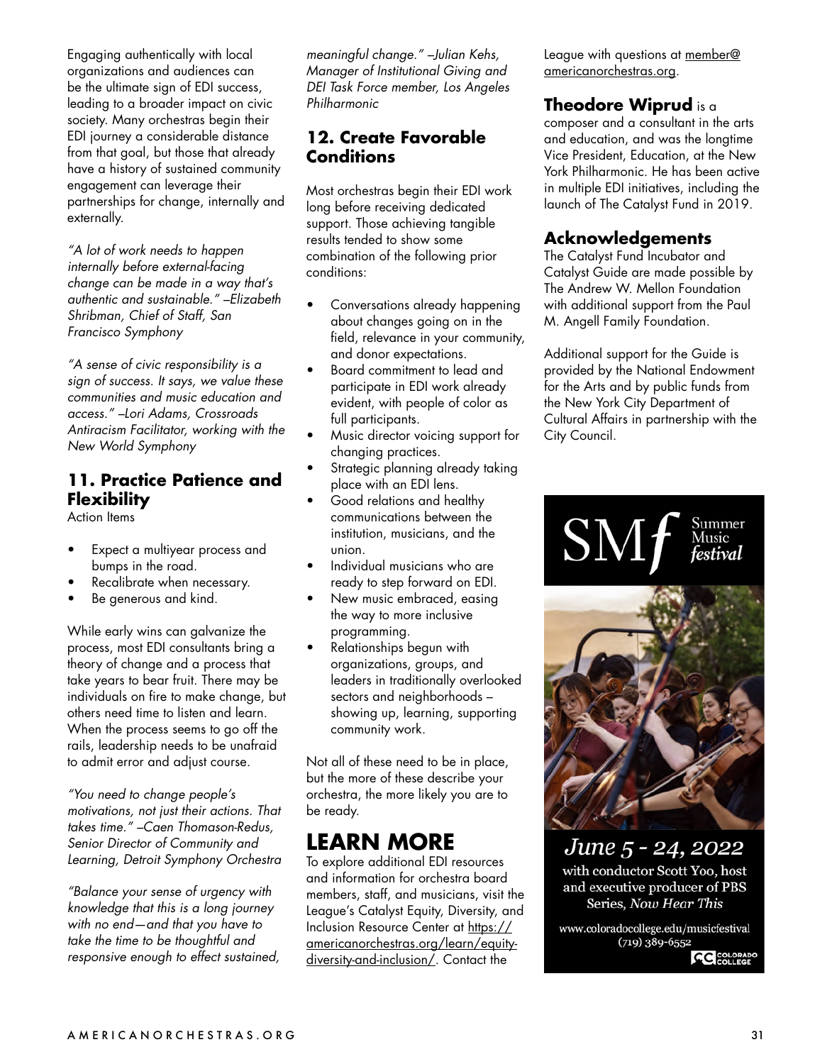Engaging authentically with local organizations and audiences can be the ultimate sign of EDI success, leading to a broader impact on civic society. Many orchestras begin their EDI journey a considerable distance from that goal, but those that already have a history of sustained community engagement can leverage their partnerships for change, internally and externally.

*"A lot of work needs to happen internally before external-facing change can be made in a way that's authentic and sustainable." –Elizabeth Shribman, Chief of Staff, San Francisco Symphony*

*"A sense of civic responsibility is a sign of success. It says, we value these communities and music education and access." –Lori Adams, Crossroads Antiracism Facilitator, working with the New World Symphony*

## 11. Practice Patience and Flexibility

Action Items

- Expect a multiyear process and bumps in the road.
- Recalibrate when necessary.
- Be generous and kind.

While early wins can galvanize the process, most EDI consultants bring a theory of change and a process that take years to bear fruit. There may be individuals on fire to make change, but others need time to listen and learn. When the process seems to go off the rails, leadership needs to be unafraid to admit error and adjust course.

*"You need to change people's motivations, not just their actions. That takes time." –Caen Thomason-Redus, Senior Director of Community and Learning, Detroit Symphony Orchestra*

*"Balance your sense of urgency with knowledge that this is a long journey with no end—and that you have to take the time to be thoughtful and responsive enough to effect sustained, meaningful change." –Julian Kehs, Manager of Institutional Giving and DEI Task Force member, Los Angeles Philharmonic*

## 12. Create Favorable Conditions

Most orchestras begin their EDI work long before receiving dedicated support. Those achieving tangible results tended to show some combination of the following prior conditions:

- Conversations already happening about changes going on in the field, relevance in your community, and donor expectations.
- Board commitment to lead and participate in EDI work already evident, with people of color as full participants.
- Music director voicing support for changing practices.
- Strategic planning already taking place with an EDI lens.
- Good relations and healthy communications between the institution, musicians, and the union.
- Individual musicians who are ready to step forward on EDI.
- New music embraced, easing the way to more inclusive programming.
- Relationships begun with organizations, groups, and leaders in traditionally overlooked sectors and neighborhoods – showing up, learning, supporting community work.

Not all of these need to be in place, but the more of these describe your orchestra, the more likely you are to be ready.

# LEARN MORE

To explore additional EDI resources and information for orchestra board members, staff, and musicians, visit the League's Catalyst Equity, Diversity, and Inclusion Resource Center at https://americanorchestras.org/learn/equity-diversity-and-inclusion/. Contact the League with questions at member@americanorchestras.org.

**Theodore Wiprud** is a composer and a consultant in the arts and education, and was the longtime Vice President, Education, at the New York Philharmonic. He has been active in multiple EDI initiatives, including the launch of The Catalyst Fund in 2019.

## Acknowledgements

The Catalyst Fund Incubator and Catalyst Guide are made possible by The Andrew W. Mellon Foundation with additional support from the Paul M. Angell Family Foundation.

Additional support for the Guide is provided by the National Endowment for the Arts and by public funds from the New York City Department of Cultural Affairs in partnership with the City Council.

SMf Summer Music festival

June 5 - 24, 2022

with conductor Scott Yoo, host and executive producer of PBS Series, *Now Hear This*

www.coloradocollege.edu/musicfestival
(719) 389-6552

CC COLORADO COLLEGE